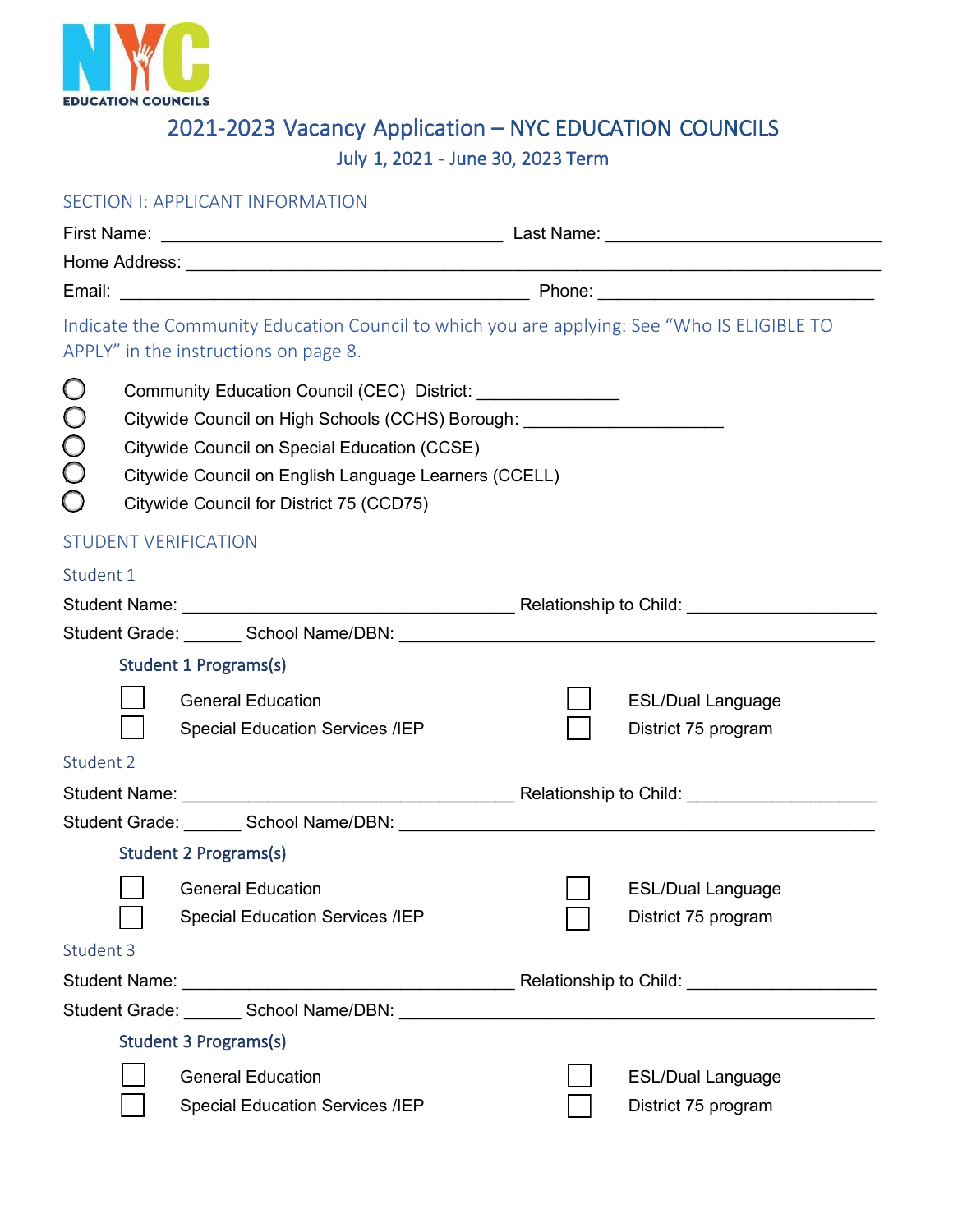NYC EDUCATION COUNCILS

# 2021-2023 Vacancy Application – NYC EDUCATION COUNCILS

July 1, 2021 - June 30, 2023 Term

## SECTION I: APPLICANT INFORMATION

First Name: ___________________________________ Last Name: ____________________________

Home Address: _______________________________________________________________________

Email: __________________________________________ Phone: ____________________________

Indicate the Community Education Council to which you are applying: See "Who IS ELIGIBLE TO APPLY" in the instructions on page 8.

- ○ Community Education Council (CEC) District: ______________
- ○ Citywide Council on High Schools (CCHS) Borough: ____________________
- ○ Citywide Council on Special Education (CCSE)
- ○ Citywide Council on English Language Learners (CCELL)
- ○ Citywide Council for District 75 (CCD75)

## STUDENT VERIFICATION

### Student 1

Student Name: ___________________________________ Relationship to Child: ___________________

Student Grade: ______ School Name/DBN: __________________________________________________

#### Student 1 Programs(s)

- ☐ General Education
- ☐ Special Education Services /IEP
- ☐ ESL/Dual Language
- ☐ District 75 program

### Student 2

Student Name: ___________________________________ Relationship to Child: ___________________

Student Grade: ______ School Name/DBN: __________________________________________________

#### Student 2 Programs(s)

- ☐ General Education
- ☐ Special Education Services /IEP
- ☐ ESL/Dual Language
- ☐ District 75 program

### Student 3

Student Name: ___________________________________ Relationship to Child: ___________________

Student Grade: ______ School Name/DBN: __________________________________________________

#### Student 3 Programs(s)

- ☐ General Education
- ☐ Special Education Services /IEP
- ☐ ESL/Dual Language
- ☐ District 75 program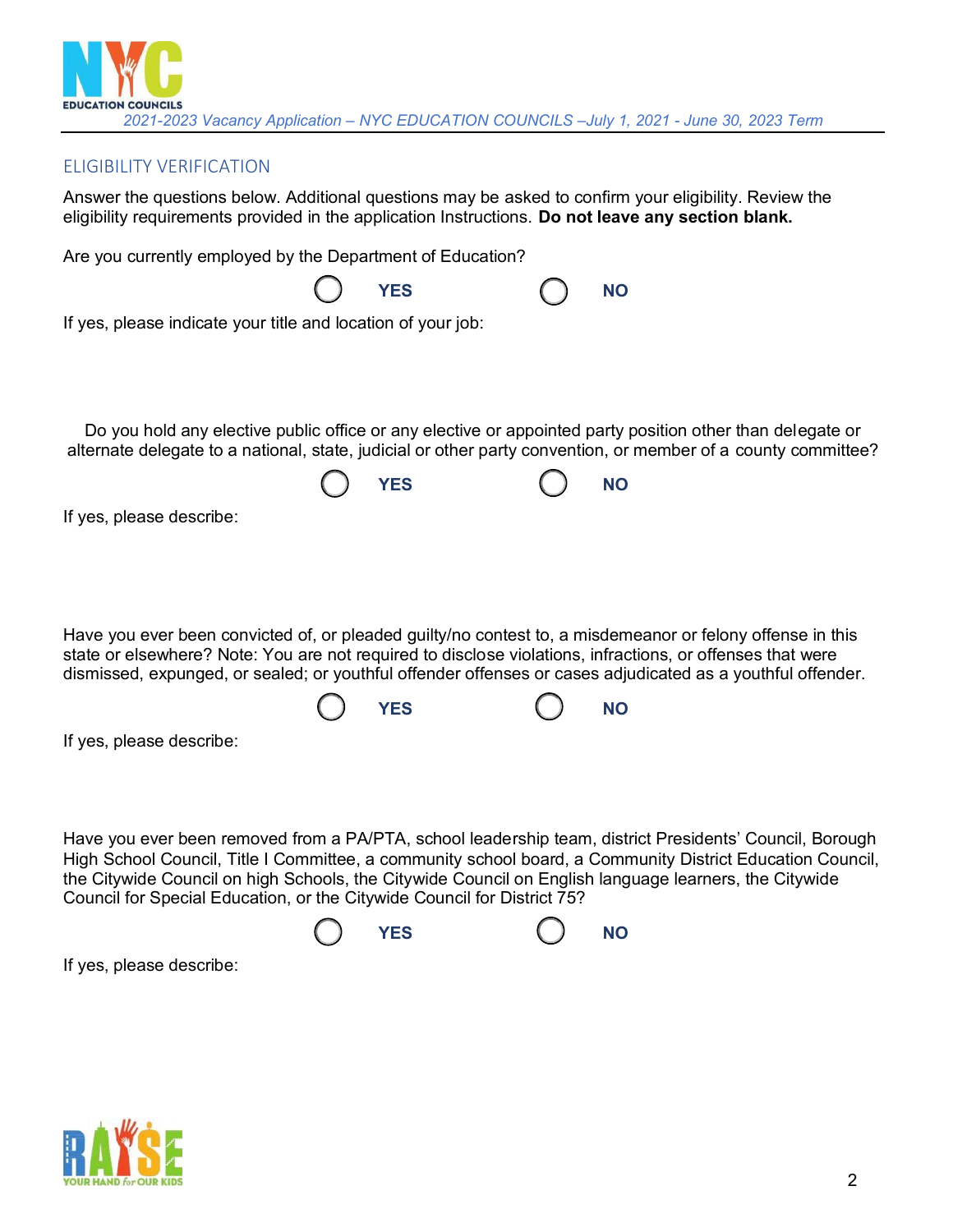## ELIGIBILITY VERIFICATION

Answer the questions below. Additional questions may be asked to confirm your eligibility. Review the eligibility requirements provided in the application Instructions. **Do not leave any section blank.**

Are you currently employed by the Department of Education?

◯ **YES** ◯ **NO**

If yes, please indicate your title and location of your job:

Do you hold any elective public office or any elective or appointed party position other than delegate or alternate delegate to a national, state, judicial or other party convention, or member of a county committee?

◯ **YES** ◯ **NO**

If yes, please describe:

Have you ever been convicted of, or pleaded guilty/no contest to, a misdemeanor or felony offense in this state or elsewhere? Note: You are not required to disclose violations, infractions, or offenses that were dismissed, expunged, or sealed; or youthful offender offenses or cases adjudicated as a youthful offender.

◯ **YES** ◯ **NO**

If yes, please describe:

Have you ever been removed from a PA/PTA, school leadership team, district Presidents' Council, Borough High School Council, Title I Committee, a community school board, a Community District Education Council, the Citywide Council on high Schools, the Citywide Council on English language learners, the Citywide Council for Special Education, or the Citywide Council for District 75?

◯ **YES** ◯ **NO**

If yes, please describe: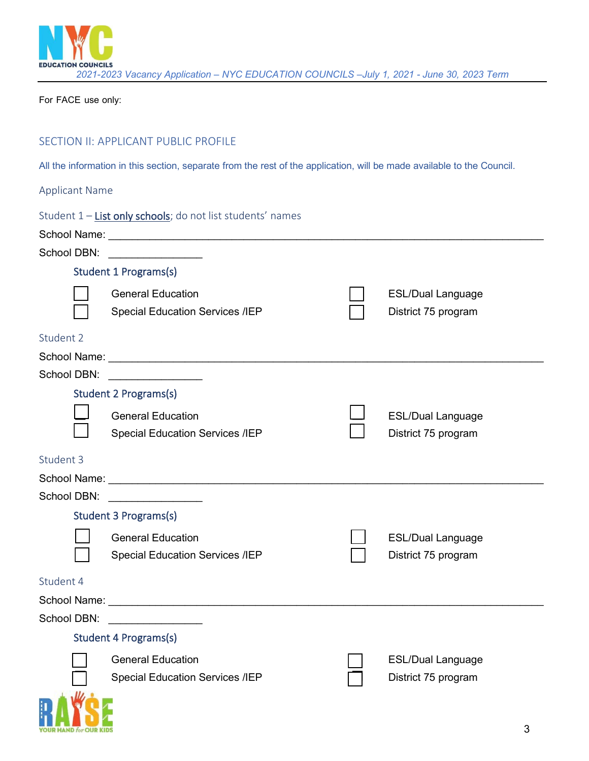For FACE use only:

## SECTION II: APPLICANT PUBLIC PROFILE

All the information in this section, separate from the rest of the application, will be made available to the Council.

Applicant Name

Student 1 – List only schools; do not list students' names

School Name: ______________________________________________________________________

School DBN: ________________

### Student 1 Programs(s)

- ☐ General Education
- ☐ Special Education Services /IEP
- ☐ ESL/Dual Language
- ☐ District 75 program

Student 2

School Name: ______________________________________________________________________

School DBN: ________________

### Student 2 Programs(s)

- ☐ General Education
- ☐ Special Education Services /IEP
- ☐ ESL/Dual Language
- ☐ District 75 program

Student 3

School Name: ______________________________________________________________________

School DBN: ________________

### Student 3 Programs(s)

- ☐ General Education
- ☐ Special Education Services /IEP
- ☐ ESL/Dual Language
- ☐ District 75 program

Student 4

School Name: ______________________________________________________________________

School DBN: ________________

### Student 4 Programs(s)

- ☐ General Education
- ☐ Special Education Services /IEP
- ☐ ESL/Dual Language
- ☐ District 75 program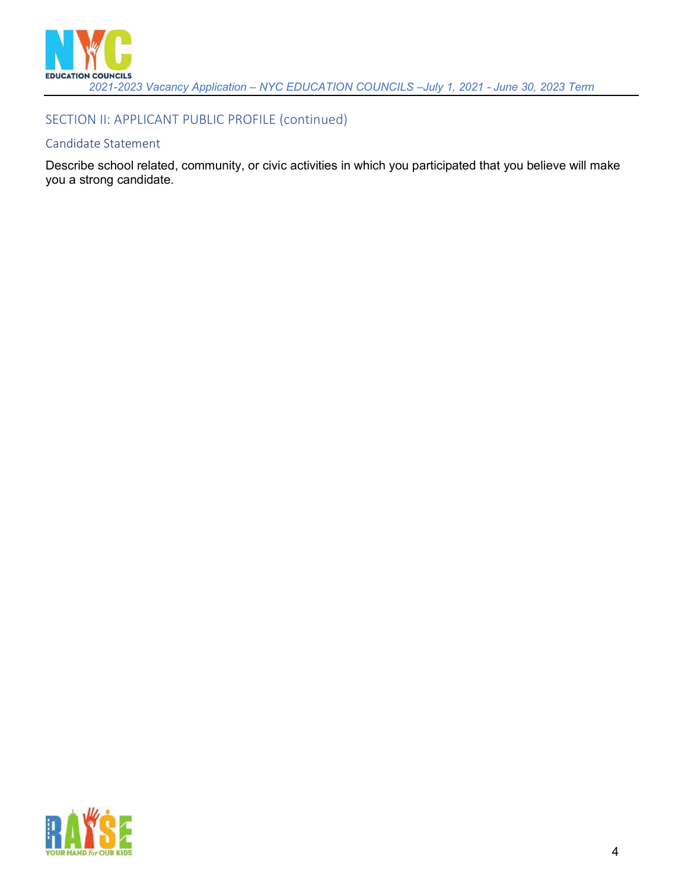## SECTION II: APPLICANT PUBLIC PROFILE (continued)

### Candidate Statement

Describe school related, community, or civic activities in which you participated that you believe will make you a strong candidate.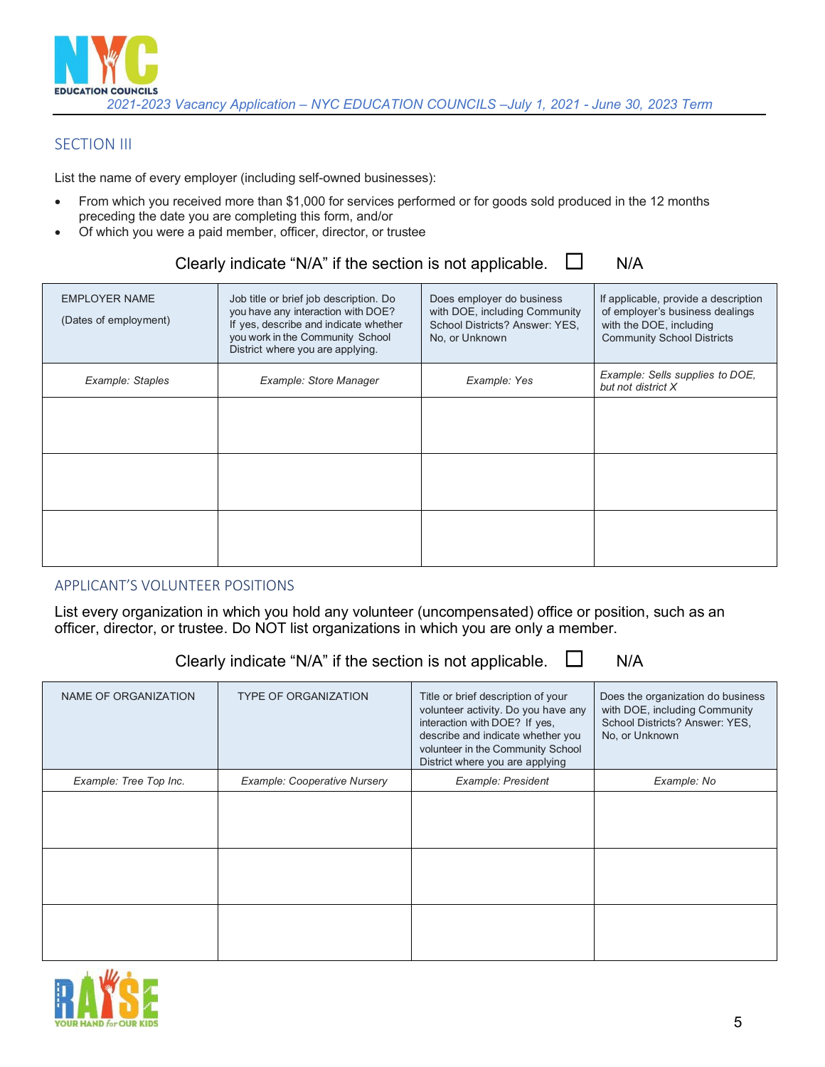## SECTION III

List the name of every employer (including self-owned businesses):

- From which you received more than $1,000 for services performed or for goods sold produced in the 12 months preceding the date you are completing this form, and/or
- Of which you were a paid member, officer, director, or trustee

Clearly indicate "N/A" if the section is not applicable. ☐ N/A

| EMPLOYER NAME (Dates of employment) | Job title or brief job description. Do you have any interaction with DOE? If yes, describe and indicate whether you work in the Community School District where you are applying. | Does employer do business with DOE, including Community School Districts? Answer: YES, No, or Unknown | If applicable, provide a description of employer's business dealings with the DOE, including Community School Districts |
|---|---|---|---|
| *Example: Staples* | *Example: Store Manager* | *Example: Yes* | *Example: Sells supplies to DOE, but not district X* |
| | | | |
| | | | |
| | | | |

## APPLICANT'S VOLUNTEER POSITIONS

List every organization in which you hold any volunteer (uncompensated) office or position, such as an officer, director, or trustee. Do NOT list organizations in which you are only a member.

Clearly indicate "N/A" if the section is not applicable. ☐ N/A

| NAME OF ORGANIZATION | TYPE OF ORGANIZATION | Title or brief description of your volunteer activity. Do you have any interaction with DOE? If yes, describe and indicate whether you volunteer in the Community School District where you are applying | Does the organization do business with DOE, including Community School Districts? Answer: YES, No, or Unknown |
|---|---|---|---|
| *Example: Tree Top Inc.* | *Example: Cooperative Nursery* | *Example: President* | *Example: No* |
| | | | |
| | | | |
| | | | |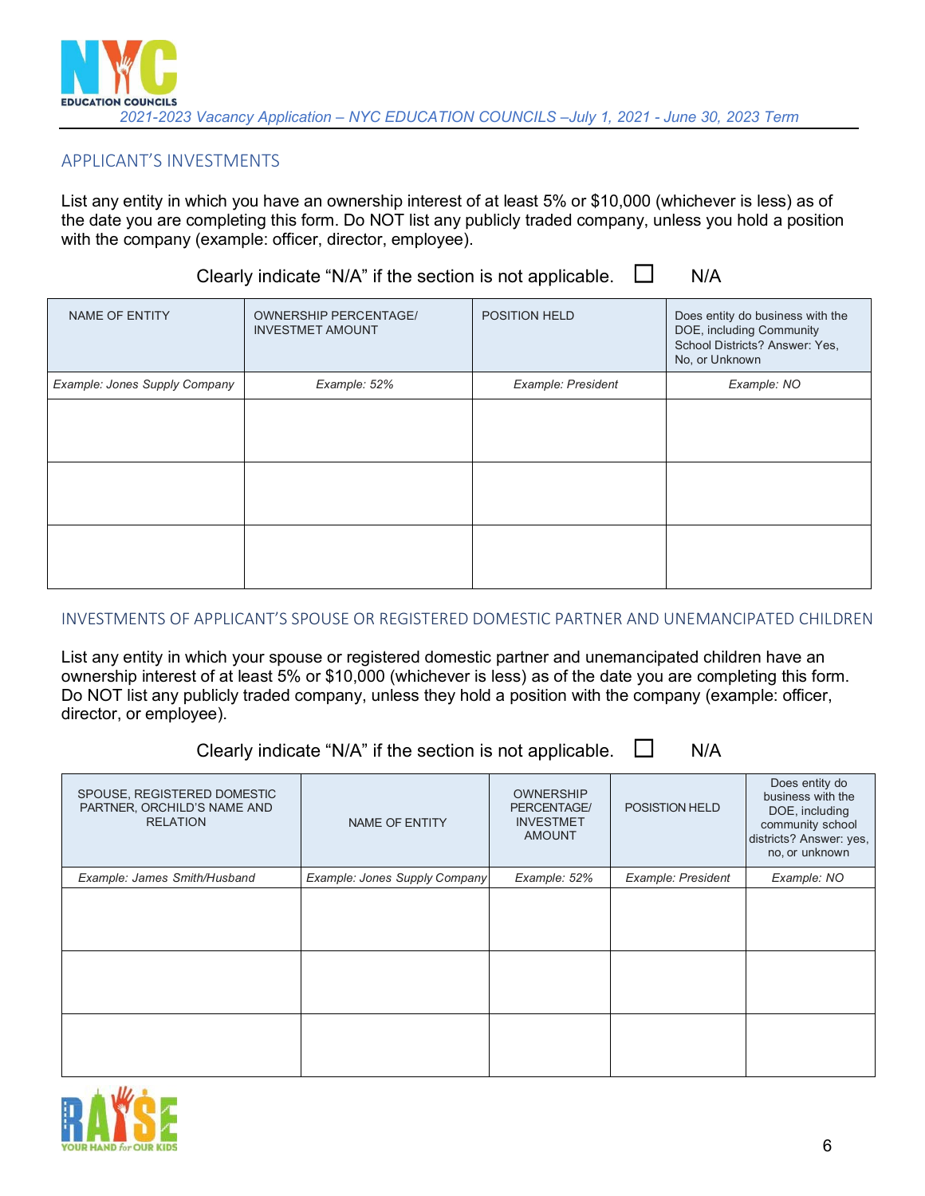## APPLICANT'S INVESTMENTS

List any entity in which you have an ownership interest of at least 5% or $10,000 (whichever is less) as of the date you are completing this form. Do NOT list any publicly traded company, unless you hold a position with the company (example: officer, director, employee).

Clearly indicate "N/A" if the section is not applicable. ☐ N/A

| NAME OF ENTITY | OWNERSHIP PERCENTAGE/ INVESTMET AMOUNT | POSITION HELD | Does entity do business with the DOE, including Community School Districts? Answer: Yes, No, or Unknown |
|---|---|---|---|
| *Example: Jones Supply Company* | *Example: 52%* | *Example: President* | *Example: NO* |
| | | | |
| | | | |
| | | | |

## INVESTMENTS OF APPLICANT'S SPOUSE OR REGISTERED DOMESTIC PARTNER AND UNEMANCIPATED CHILDREN

List any entity in which your spouse or registered domestic partner and unemancipated children have an ownership interest of at least 5% or $10,000 (whichever is less) as of the date you are completing this form. Do NOT list any publicly traded company, unless they hold a position with the company (example: officer, director, or employee).

Clearly indicate "N/A" if the section is not applicable. ☐ N/A

| SPOUSE, REGISTERED DOMESTIC PARTNER, ORCHILD'S NAME AND RELATION | NAME OF ENTITY | OWNERSHIP PERCENTAGE/ INVESTMET AMOUNT | POSISTION HELD | Does entity do business with the DOE, including community school districts? Answer: yes, no, or unknown |
|---|---|---|---|---|
| *Example: James Smith/Husband* | *Example: Jones Supply Company* | *Example: 52%* | *Example: President* | *Example: NO* |
| | | | | |
| | | | | |
| | | | | |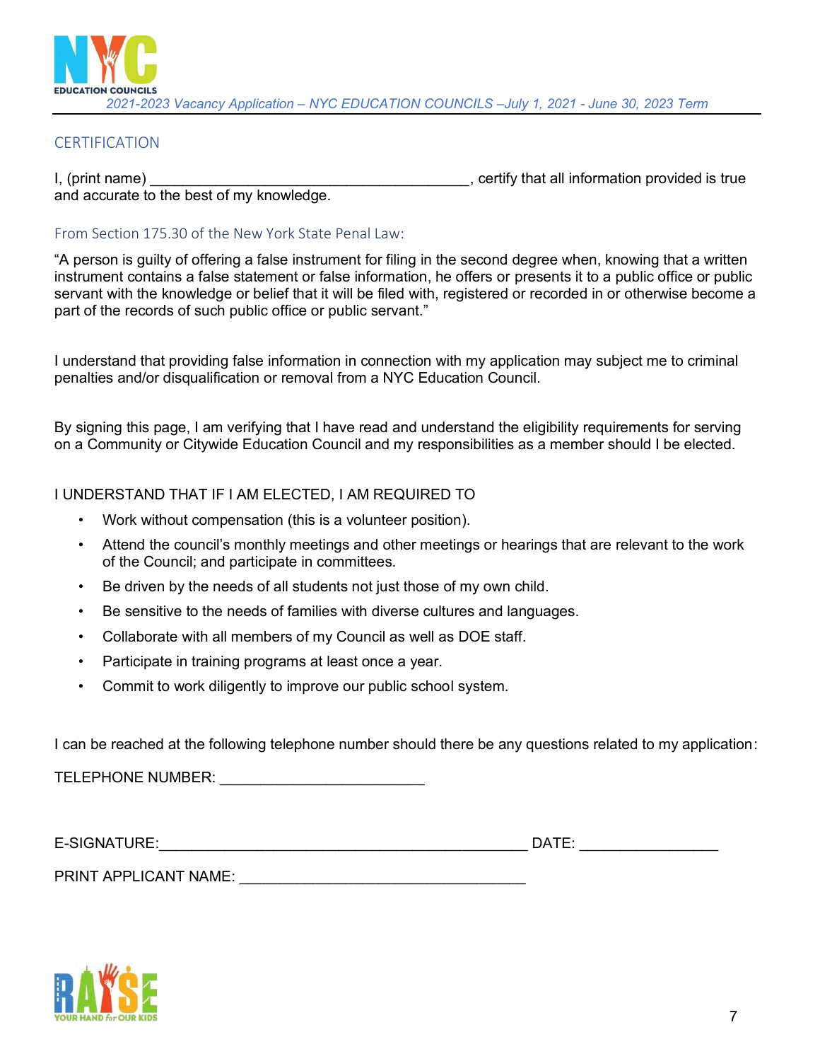## CERTIFICATION

I, (print name) ________________________________________, certify that all information provided is true and accurate to the best of my knowledge.

### From Section 175.30 of the New York State Penal Law:

"A person is guilty of offering a false instrument for filing in the second degree when, knowing that a written instrument contains a false statement or false information, he offers or presents it to a public office or public servant with the knowledge or belief that it will be filed with, registered or recorded in or otherwise become a part of the records of such public office or public servant."

I understand that providing false information in connection with my application may subject me to criminal penalties and/or disqualification or removal from a NYC Education Council.

By signing this page, I am verifying that I have read and understand the eligibility requirements for serving on a Community or Citywide Education Council and my responsibilities as a member should I be elected.

I UNDERSTAND THAT IF I AM ELECTED, I AM REQUIRED TO

- Work without compensation (this is a volunteer position).
- Attend the council's monthly meetings and other meetings or hearings that are relevant to the work of the Council; and participate in committees.
- Be driven by the needs of all students not just those of my own child.
- Be sensitive to the needs of families with diverse cultures and languages.
- Collaborate with all members of my Council as well as DOE staff.
- Participate in training programs at least once a year.
- Commit to work diligently to improve our public school system.

I can be reached at the following telephone number should there be any questions related to my application:

TELEPHONE NUMBER: _________________________

E-SIGNATURE:_____________________________________________ DATE: _________________

PRINT APPLICANT NAME: ___________________________________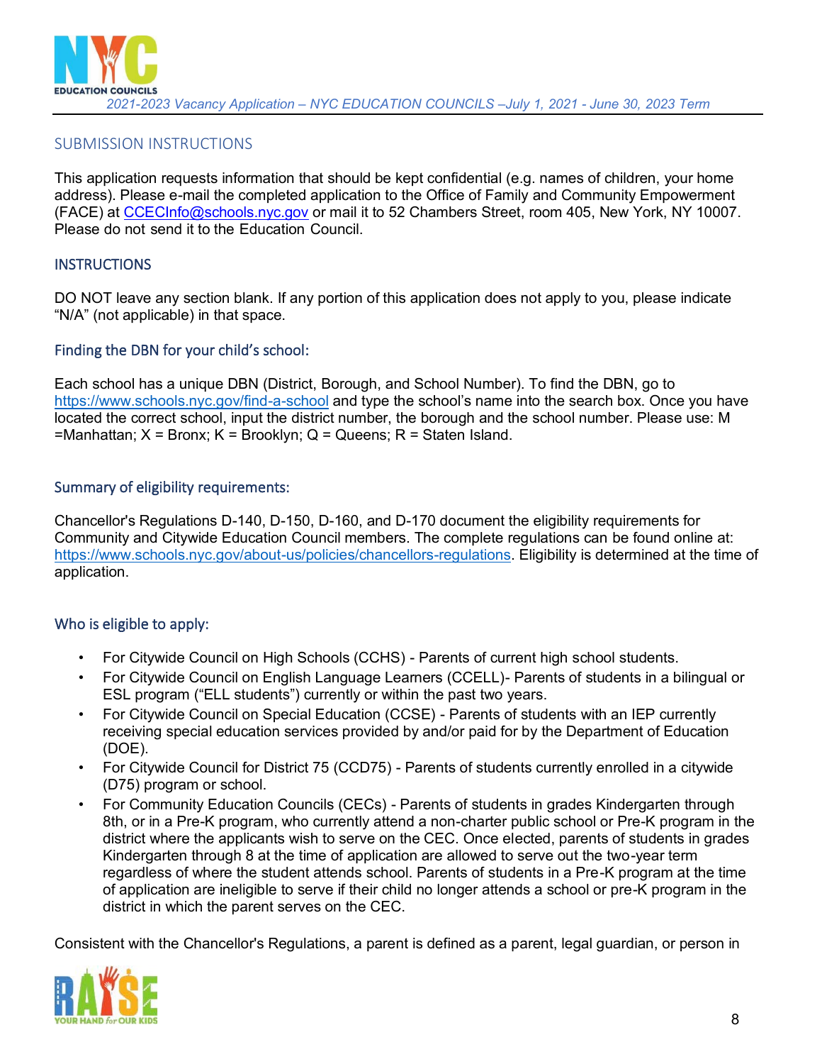## SUBMISSION INSTRUCTIONS

This application requests information that should be kept confidential (e.g. names of children, your home address). Please e-mail the completed application to the Office of Family and Community Empowerment (FACE) at CCECInfo@schools.nyc.gov or mail it to 52 Chambers Street, room 405, New York, NY 10007. Please do not send it to the Education Council.

## INSTRUCTIONS

DO NOT leave any section blank. If any portion of this application does not apply to you, please indicate "N/A" (not applicable) in that space.

### Finding the DBN for your child's school:

Each school has a unique DBN (District, Borough, and School Number). To find the DBN, go to https://www.schools.nyc.gov/find-a-school and type the school's name into the search box. Once you have located the correct school, input the district number, the borough and the school number. Please use: M =Manhattan; X = Bronx; K = Brooklyn; Q = Queens; R = Staten Island.

### Summary of eligibility requirements:

Chancellor's Regulations D-140, D-150, D-160, and D-170 document the eligibility requirements for Community and Citywide Education Council members. The complete regulations can be found online at: https://www.schools.nyc.gov/about-us/policies/chancellors-regulations. Eligibility is determined at the time of application.

### Who is eligible to apply:

- For Citywide Council on High Schools (CCHS) - Parents of current high school students.
- For Citywide Council on English Language Learners (CCELL)- Parents of students in a bilingual or ESL program ("ELL students") currently or within the past two years.
- For Citywide Council on Special Education (CCSE) - Parents of students with an IEP currently receiving special education services provided by and/or paid for by the Department of Education (DOE).
- For Citywide Council for District 75 (CCD75) - Parents of students currently enrolled in a citywide (D75) program or school.
- For Community Education Councils (CECs) - Parents of students in grades Kindergarten through 8th, or in a Pre-K program, who currently attend a non-charter public school or Pre-K program in the district where the applicants wish to serve on the CEC. Once elected, parents of students in grades Kindergarten through 8 at the time of application are allowed to serve out the two-year term regardless of where the student attends school. Parents of students in a Pre-K program at the time of application are ineligible to serve if their child no longer attends a school or pre-K program in the district in which the parent serves on the CEC.

Consistent with the Chancellor's Regulations, a parent is defined as a parent, legal guardian, or person in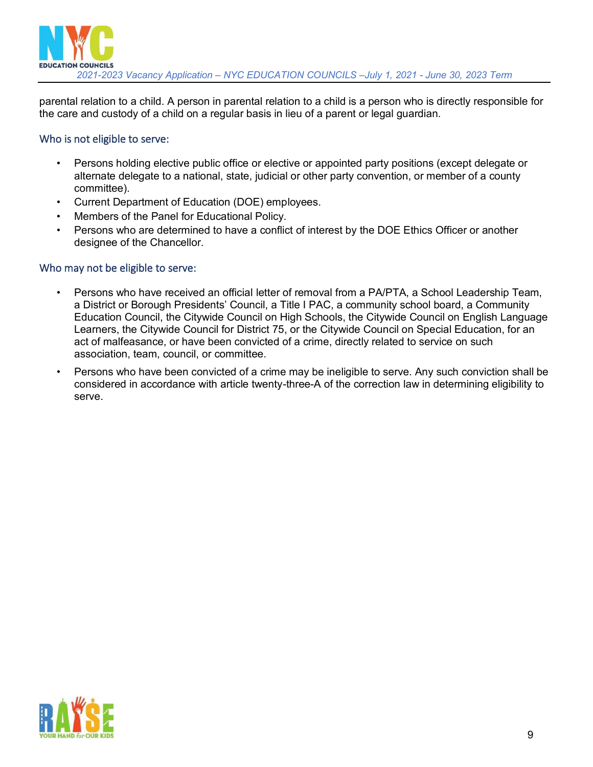parental relation to a child. A person in parental relation to a child is a person who is directly responsible for the care and custody of a child on a regular basis in lieu of a parent or legal guardian.

### Who is not eligible to serve:

- Persons holding elective public office or elective or appointed party positions (except delegate or alternate delegate to a national, state, judicial or other party convention, or member of a county committee).
- Current Department of Education (DOE) employees.
- Members of the Panel for Educational Policy.
- Persons who are determined to have a conflict of interest by the DOE Ethics Officer or another designee of the Chancellor.

### Who may not be eligible to serve:

- Persons who have received an official letter of removal from a PA/PTA, a School Leadership Team, a District or Borough Presidents' Council, a Title I PAC, a community school board, a Community Education Council, the Citywide Council on High Schools, the Citywide Council on English Language Learners, the Citywide Council for District 75, or the Citywide Council on Special Education, for an act of malfeasance, or have been convicted of a crime, directly related to service on such association, team, council, or committee.
- Persons who have been convicted of a crime may be ineligible to serve. Any such conviction shall be considered in accordance with article twenty-three-A of the correction law in determining eligibility to serve.